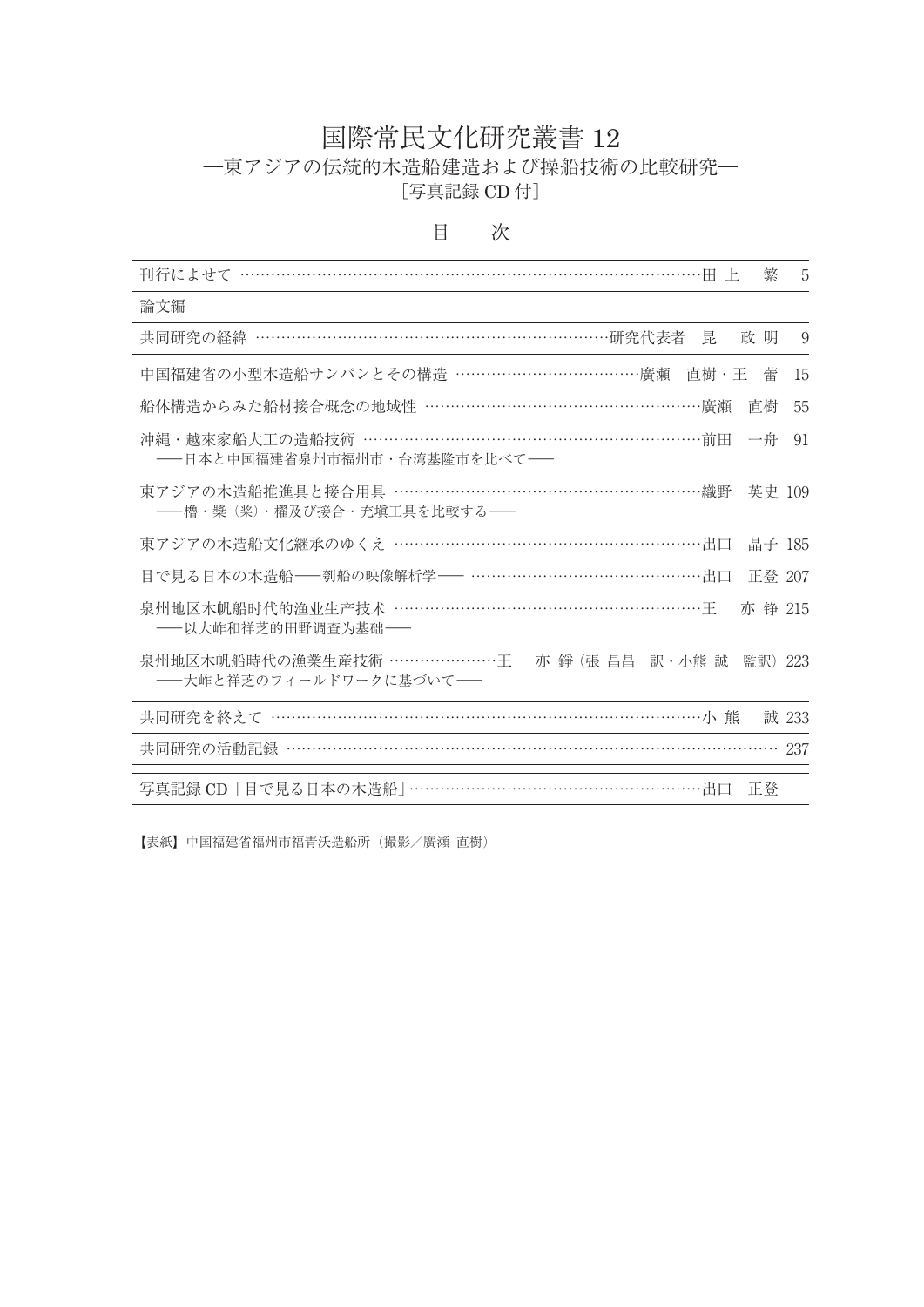# 国際常民文化研究叢書 12

## ―東アジアの伝統的木造船建造および操船技術の比較研究―

［写真記録 CD 付］

## 目　次

| | | |
|---|---|---|
| 刊行によせて | 田上　繁 | 5 |
| 論文編 | | |
| 共同研究の経緯 | 研究代表者　昆　政明 | 9 |
| 中国福建省の小型木造船サンパンとその構造 | 廣瀬　直樹・王　蕾 | 15 |
| 船体構造からみた船材接合概念の地域性 | 廣瀬　直樹 | 55 |
| 沖縄・越來家船大工の造船技術<br>――日本と中国福建省泉州市福州市・台湾基隆市を比べて―― | 前田　一舟 | 91 |
| 東アジアの木造船推進具と接合用具<br>――櫓・櫂（桨）・櫂及び接合・充塡工具を比較する―― | 織野　英史 | 109 |
| 東アジアの木造船文化継承のゆくえ | 出口　晶子 | 185 |
| 目で見る日本の木造船――刳船の映像解析学―― | 出口　正登 | 207 |
| 泉州地区木帆船时代的渔业生产技术<br>――以大�octo和祥芝的田野调查为基础―― | 王　亦 铮 | 215 |
| 泉州地区木帆船時代の漁業生産技術<br>――大岞と祥芝のフィールドワークに基づいて―― | 王　亦 錚（張 昌昌　訳・小熊 誠　監訳） | 223 |
| 共同研究を終えて | 小熊　誠 | 233 |
| 共同研究の活動記録 | | 237 |
| 写真記録 CD「目で見る日本の木造船」 | 出口　正登 | |

【表紙】中国福建省福州市福青沃造船所（撮影／廣瀬 直樹）

# 国際常民文化研究叢書 12

## ―東アジアの伝統的木造船建造および操船技術の比較研究―

［写真記録 CD 付］

## 目　次

| | | |
|---|---|---|
| 刊行によせて | 田上　繁 | 5 |
| 論文編 | | |
| 共同研究の経緯 | 研究代表者　昆　政明 | 9 |
| 中国福建省の小型木造船サンパンとその構造 | 廣瀬　直樹・王　蕾 | 15 |
| 船体構造からみた船材接合概念の地域性 | 廣瀬　直樹 | 55 |
| 沖縄・越來家船大工の造船技術<br>――日本と中国福建省泉州市福州市・台湾基隆市を比べて―― | 前田　一舟 | 91 |
| 東アジアの木造船推進具と接合用具<br>――櫓・櫂（桨）・櫂及び接合・充塡工具を比較する―― | 織野　英史 | 109 |
| 東アジアの木造船文化継承のゆくえ | 出口　晶子 | 185 |
| 目で見る日本の木造船――刳船の映像解析学―― | 出口　正登 | 207 |
| 泉州地区木帆船时代的渔业生产技术<br>――以大岞和祥芝的田野调查为基础―― | 王　亦 铮 | 215 |
| 泉州地区木帆船時代の漁業生産技術<br>――大岞と祥芝のフィールドワークに基づいて―― | 王　亦 錚（張 昌昌　訳・小熊 誠　監訳） | 223 |
| 共同研究を終えて | 小熊　誠 | 233 |
| 共同研究の活動記録 | | 237 |
| 写真記録 CD「目で見る日本の木造船」 | 出口　正登 | |

【表紙】中国福建省福州市福青沃造船所（撮影／廣瀬 直樹）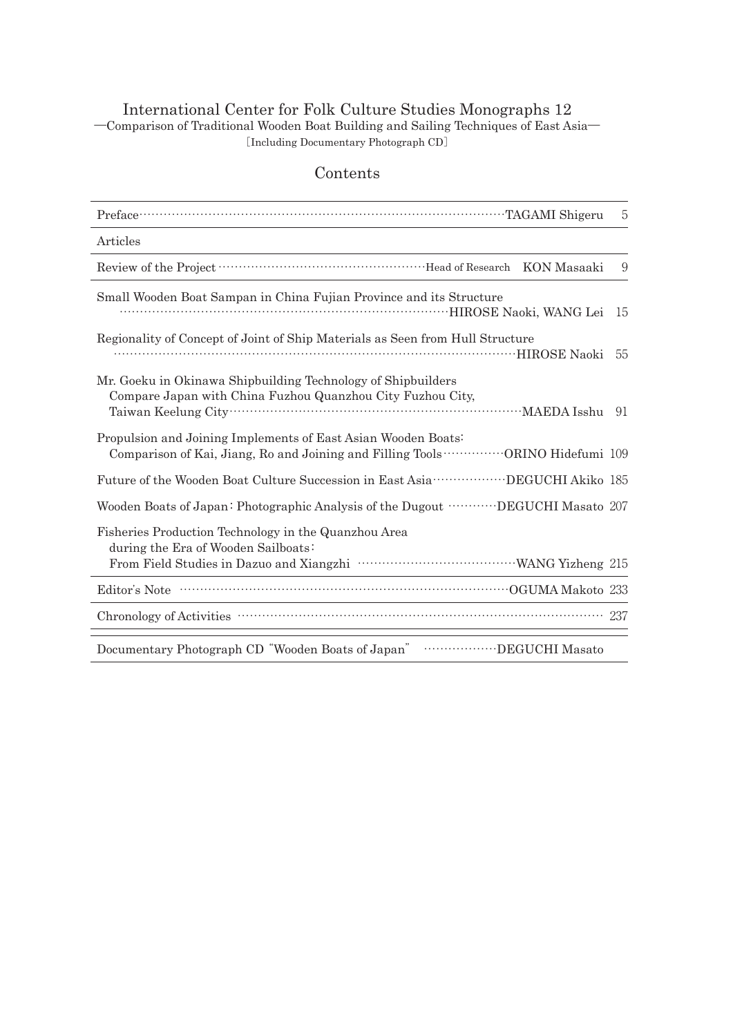# International Center for Folk Culture Studies Monographs 12

―Comparison of Traditional Wooden Boat Building and Sailing Techniques of East Asia―

［Including Documentary Photograph CD］

## Contents

| | | |
|---|---|---|
| Preface | TAGAMI Shigeru | 5 |
| Articles | | |
| Review of the Project | Head of Research KON Masaaki | 9 |
| Small Wooden Boat Sampan in China Fujian Province and its Structure | HIROSE Naoki, WANG Lei | 15 |
| Regionality of Concept of Joint of Ship Materials as Seen from Hull Structure | HIROSE Naoki | 55 |
| Mr. Goeku in Okinawa Shipbuilding Technology of Shipbuilders Compare Japan with China Fuzhou Quanzhou City Fuzhou City, Taiwan Keelung City | MAEDA Isshu | 91 |
| Propulsion and Joining Implements of East Asian Wooden Boats: Comparison of Kai, Jiang, Ro and Joining and Filling Tools | ORINO Hidefumi | 109 |
| Future of the Wooden Boat Culture Succession in East Asia | DEGUCHI Akiko | 185 |
| Wooden Boats of Japan：Photographic Analysis of the Dugout | DEGUCHI Masato | 207 |
| Fisheries Production Technology in the Quanzhou Area during the Era of Wooden Sailboats：From Field Studies in Dazuo and Xiangzhi | WANG Yizheng | 215 |
| Editor's Note | OGUMA Makoto | 233 |
| Chronology of Activities | | 237 |
| Documentary Photograph CD "Wooden Boats of Japan" | DEGUCHI Masato | |